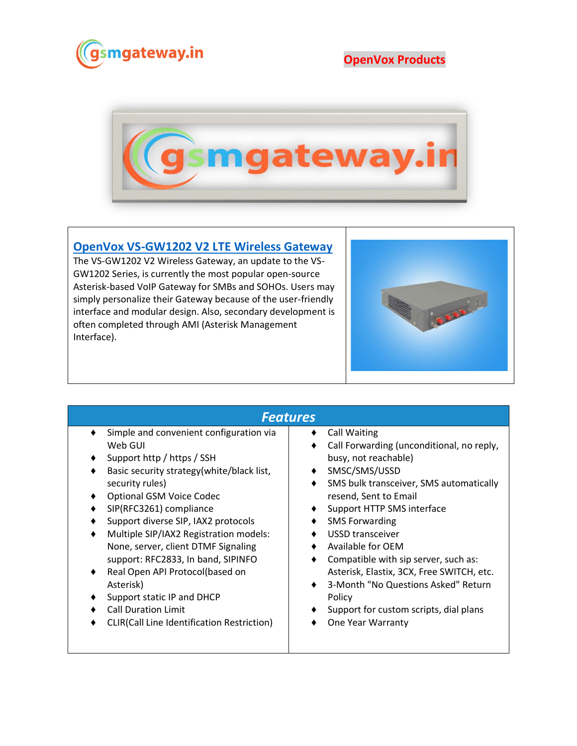OpenVox Products

## [OpenVox VS-GW1202 V2 LTE Wireless Gateway]

The VS-GW1202 V2 Wireless Gateway, an update to the VS-GW1202 Series, is currently the most popular open-source Asterisk-based VoIP Gateway for SMBs and SOHOs. Users may simply personalize their Gateway because of the user-friendly interface and modular design. Also, secondary development is often completed through AMI (Asterisk Management Interface).

## *Features*

- Simple and convenient configuration via Web GUI
- Support http / https / SSH
- Basic security strategy(white/black list, security rules)
- Optional GSM Voice Codec
- SIP(RFC3261) compliance
- Support diverse SIP, IAX2 protocols
- Multiple SIP/IAX2 Registration models: None, server, client DTMF Signaling support: RFC2833, In band, SIPINFO
- Real Open API Protocol(based on Asterisk)
- Support static IP and DHCP
- Call Duration Limit
- CLIR(Call Line Identification Restriction)
- Call Waiting
- Call Forwarding (unconditional, no reply, busy, not reachable)
- SMSC/SMS/USSD
- SMS bulk transceiver, SMS automatically resend, Sent to Email
- Support HTTP SMS interface
- SMS Forwarding
- USSD transceiver
- Available for OEM
- Compatible with sip server, such as: Asterisk, Elastix, 3CX, Free SWITCH, etc.
- 3-Month "No Questions Asked" Return Policy
- Support for custom scripts, dial plans
- One Year Warranty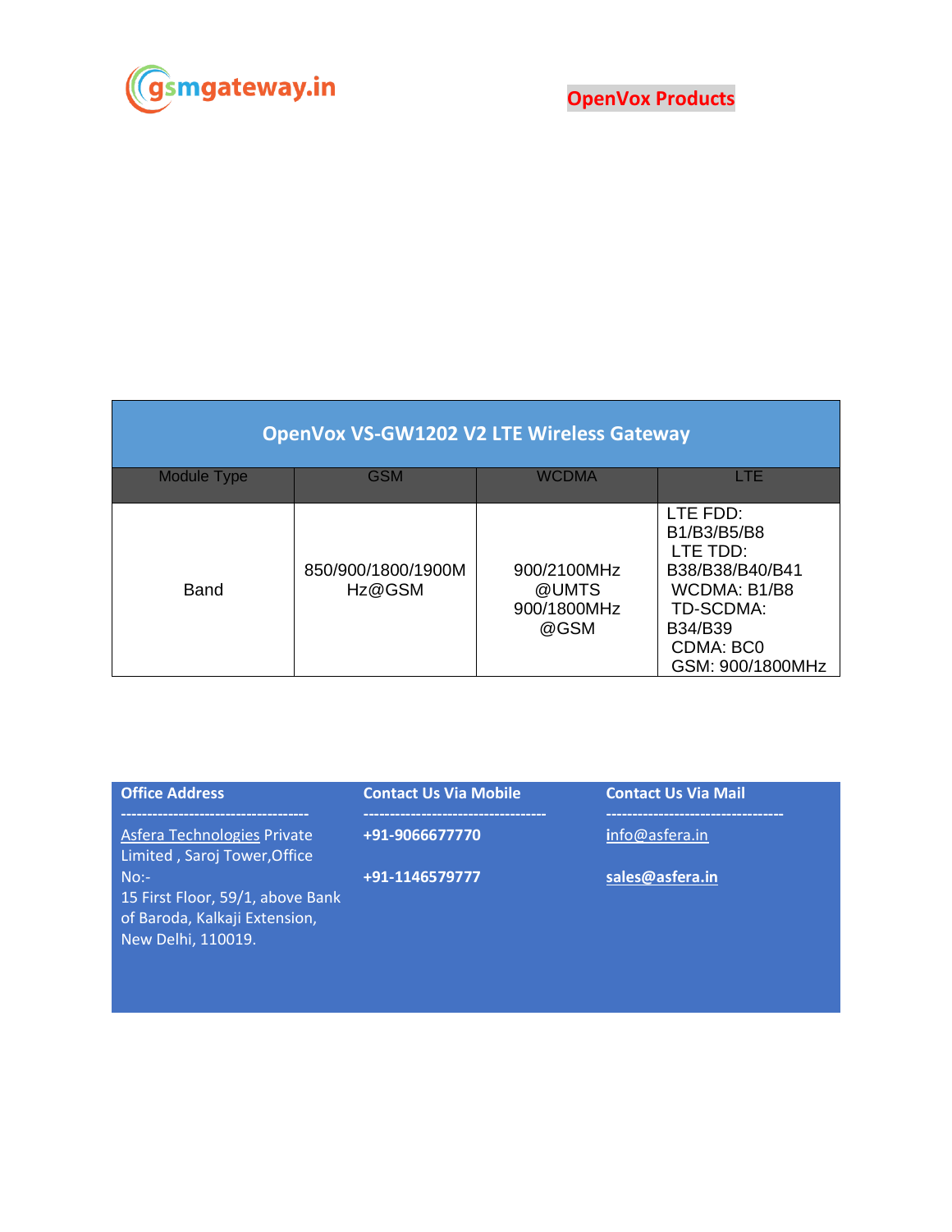gsmgateway.in

OpenVox Products

| OpenVox VS-GW1202 V2 LTE Wireless Gateway | | | |
|---|---|---|---|
| Module Type | GSM | WCDMA | LTE |
| Band | 850/900/1800/1900MHz@GSM | 900/2100MHz @UMTS 900/1800MHz @GSM | LTE FDD: B1/B3/B5/B8 LTE TDD: B38/B38/B40/B41 WCDMA: B1/B8 TD-SCDMA: B34/B39 CDMA: BC0 GSM: 900/1800MHz |

**Office Address**

Asfera Technologies Private Limited , Saroj Tower,Office No:-
15 First Floor, 59/1, above Bank of Baroda, Kalkaji Extension, New Delhi, 110019.

**Contact Us Via Mobile**

**+91-9066677770**

**+91-1146579777**

**Contact Us Via Mail**

info@asfera.in

**sales@asfera.in**